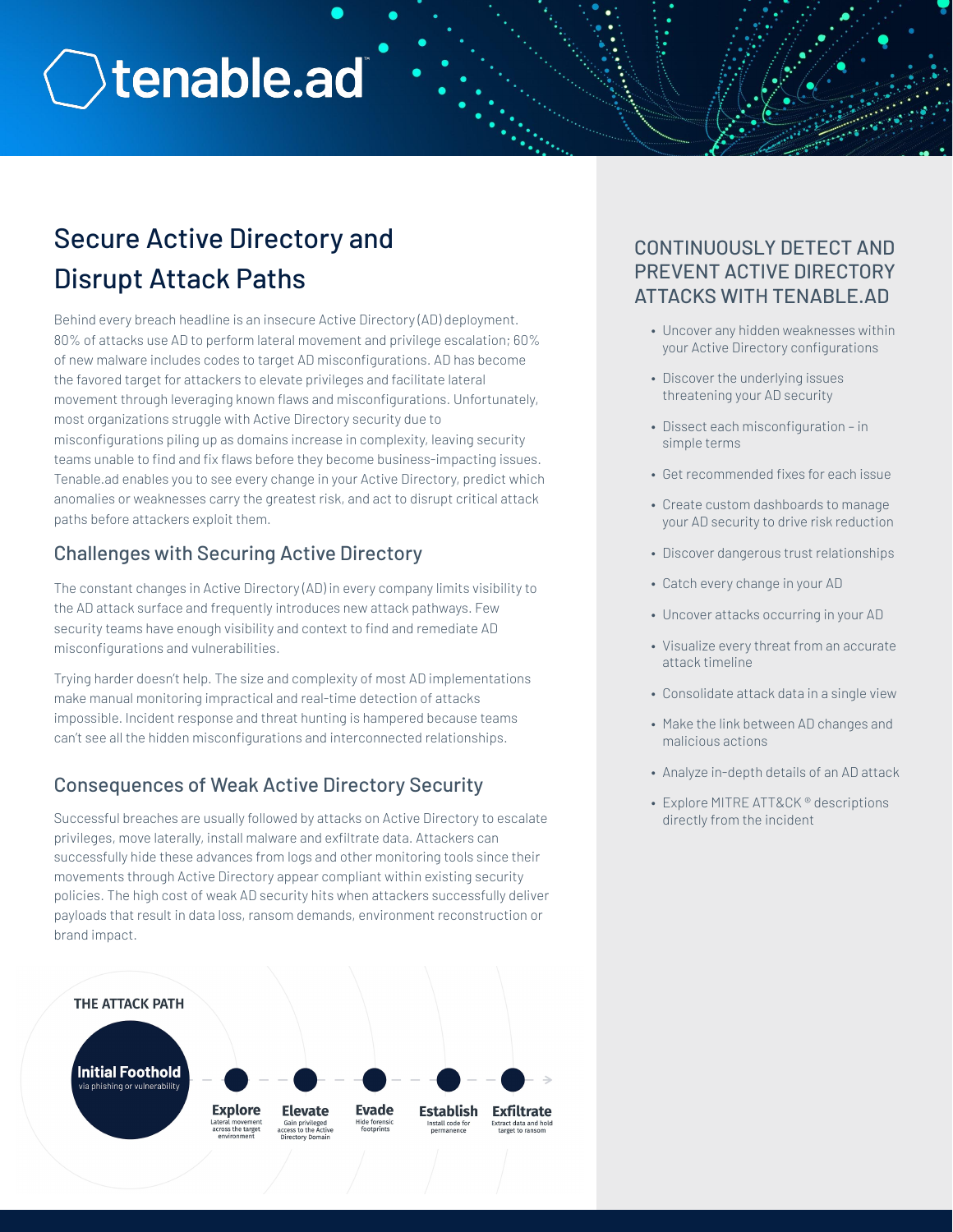tenable.ad

# Secure Active Directory and Disrupt Attack Paths

Behind every breach headline is an insecure Active Directory (AD) deployment. 80% of attacks use AD to perform lateral movement and privilege escalation; 60% of new malware includes codes to target AD misconfigurations. AD has become the favored target for attackers to elevate privileges and facilitate lateral movement through leveraging known flaws and misconfigurations. Unfortunately, most organizations struggle with Active Directory security due to misconfigurations piling up as domains increase in complexity, leaving security teams unable to find and fix flaws before they become business-impacting issues. Tenable.ad enables you to see every change in your Active Directory, predict which anomalies or weaknesses carry the greatest risk, and act to disrupt critical attack paths before attackers exploit them.

## Challenges with Securing Active Directory

The constant changes in Active Directory (AD) in every company limits visibility to the AD attack surface and frequently introduces new attack pathways. Few security teams have enough visibility and context to find and remediate AD misconfigurations and vulnerabilities.

Trying harder doesn't help. The size and complexity of most AD implementations make manual monitoring impractical and real-time detection of attacks impossible. Incident response and threat hunting is hampered because teams can't see all the hidden misconfigurations and interconnected relationships.

## Consequences of Weak Active Directory Security

Successful breaches are usually followed by attacks on Active Directory to escalate privileges, move laterally, install malware and exfiltrate data. Attackers can successfully hide these advances from logs and other monitoring tools since their movements through Active Directory appear compliant within existing security policies. The high cost of weak AD security hits when attackers successfully deliver payloads that result in data loss, ransom demands, environment reconstruction or brand impact.

**THE ATTACK PATH**

- **Initial Foothold** – via phishing or vulnerability
- **Explore** – Lateral movement across the target environment
- **Elevate** – Gain privileged access to the Active Directory Domain
- **Evade** – Hide forensic footprints
- **Establish** – Install code for permanence
- **Exfiltrate** – Extract data and hold target to ransom

## CONTINUOUSLY DETECT AND PREVENT ACTIVE DIRECTORY ATTACKS WITH TENABLE.AD

- Uncover any hidden weaknesses within your Active Directory configurations
- Discover the underlying issues threatening your AD security
- Dissect each misconfiguration – in simple terms
- Get recommended fixes for each issue
- Create custom dashboards to manage your AD security to drive risk reduction
- Discover dangerous trust relationships
- Catch every change in your AD
- Uncover attacks occurring in your AD
- Visualize every threat from an accurate attack timeline
- Consolidate attack data in a single view
- Make the link between AD changes and malicious actions
- Analyze in-depth details of an AD attack
- Explore MITRE ATT&CK® descriptions directly from the incident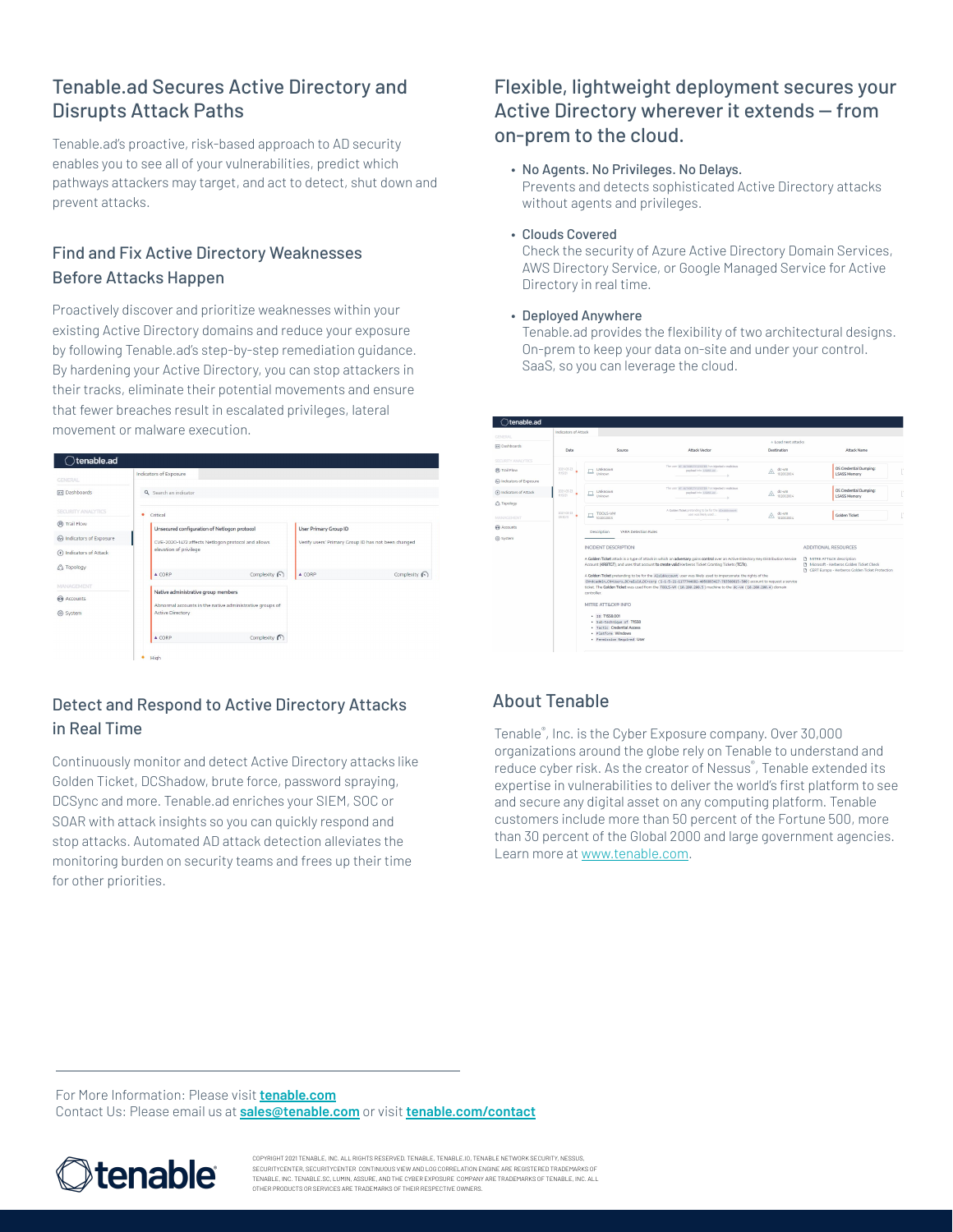## Tenable.ad Secures Active Directory and Disrupts Attack Paths

Tenable.ad's proactive, risk-based approach to AD security enables you to see all of your vulnerabilities, predict which pathways attackers may target, and act to detect, shut down and prevent attacks.

### Find and Fix Active Directory Weaknesses Before Attacks Happen

Proactively discover and prioritize weaknesses within your existing Active Directory domains and reduce your exposure by following Tenable.ad's step-by-step remediation guidance. By hardening your Active Directory, you can stop attackers in their tracks, eliminate their potential movements and ensure that fewer breaches result in escalated privileges, lateral movement or malware execution.

### Detect and Respond to Active Directory Attacks in Real Time

Continuously monitor and detect Active Directory attacks like Golden Ticket, DCShadow, brute force, password spraying, DCSync and more. Tenable.ad enriches your SIEM, SOC or SOAR with attack insights so you can quickly respond and stop attacks. Automated AD attack detection alleviates the monitoring burden on security teams and frees up their time for other priorities.

## Flexible, lightweight deployment secures your Active Directory wherever it extends — from on-prem to the cloud.

- **No Agents. No Privileges. No Delays.**
  Prevents and detects sophisticated Active Directory attacks without agents and privileges.
- **Clouds Covered**
  Check the security of Azure Active Directory Domain Services, AWS Directory Service, or Google Managed Service for Active Directory in real time.
- **Deployed Anywhere**
  Tenable.ad provides the flexibility of two architectural designs. On-prem to keep your data on-site and under your control. SaaS, so you can leverage the cloud.

## About Tenable

Tenable®, Inc. is the Cyber Exposure company. Over 30,000 organizations around the globe rely on Tenable to understand and reduce cyber risk. As the creator of Nessus®, Tenable extended its expertise in vulnerabilities to deliver the world's first platform to see and secure any digital asset on any computing platform. Tenable customers include more than 50 percent of the Fortune 500, more than 30 percent of the Global 2000 and large government agencies. Learn more at www.tenable.com.

For More Information: Please visit **tenable.com**
Contact Us: Please email us at **sales@tenable.com** or visit **tenable.com/contact**

COPYRIGHT 2021 TENABLE, INC. ALL RIGHTS RESERVED. TENABLE, TENABLE.IO, TENABLE NETWORK SECURITY, NESSUS, SECURITYCENTER, SECURITYCENTER CONTINUOUS VIEW AND LOG CORRELATION ENGINE ARE REGISTERED TRADEMARKS OF TENABLE, INC. TENABLE.SC, LUMIN, ASSURE, AND THE CYBER EXPOSURE COMPANY ARE TRADEMARKS OF TENABLE, INC. ALL OTHER PRODUCTS OR SERVICES ARE TRADEMARKS OF THEIR RESPECTIVE OWNERS.